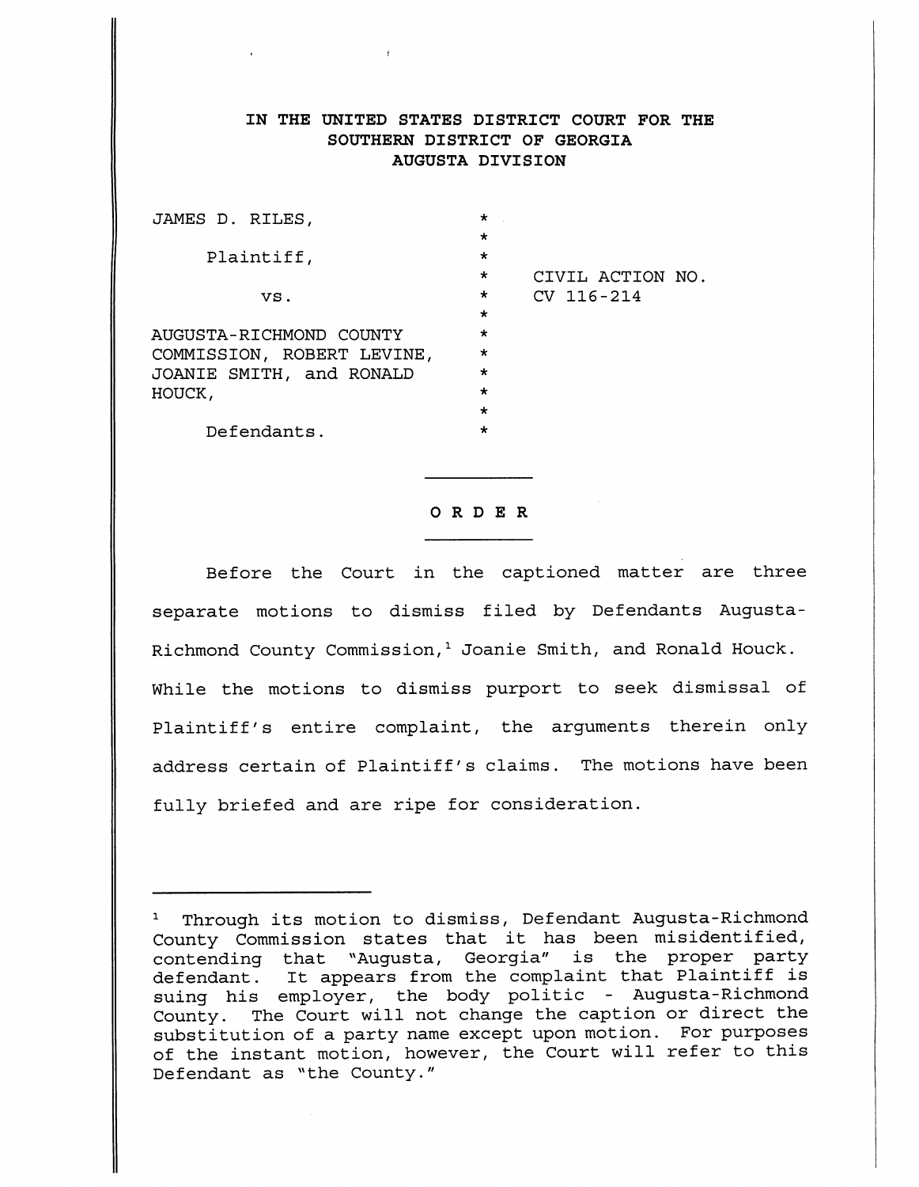# IN THE UNITED STATES DISTRICT COURT FOR THE SOUTHERN DISTRICT OF GEORGIA AUGUSTA DIVISION

| | | |
|---|---|---|
| JAMES D. RILES, | * | |
| | * | |
| Plaintiff, | * | |
| | * | CIVIL ACTION NO. |
| vs. | * | CV 116-214 |
| | * | |
| AUGUSTA-RICHMOND COUNTY COMMISSION, ROBERT LEVINE, JOANIE SMITH, and RONALD HOUCK, | * | |
| | * | |
| Defendants. | * | |

## O R D E R

Before the Court in the captioned matter are three separate motions to dismiss filed by Defendants Augusta-Richmond County Commission,[1] Joanie Smith, and Ronald Houck. While the motions to dismiss purport to seek dismissal of Plaintiff's entire complaint, the arguments therein only address certain of Plaintiff's claims. The motions have been fully briefed and are ripe for consideration.

---

[1] Through its motion to dismiss, Defendant Augusta-Richmond County Commission states that it has been misidentified, contending that "Augusta, Georgia" is the proper party defendant. It appears from the complaint that Plaintiff is suing his employer, the body politic - Augusta-Richmond County. The Court will not change the caption or direct the substitution of a party name except upon motion. For purposes of the instant motion, however, the Court will refer to this Defendant as "the County."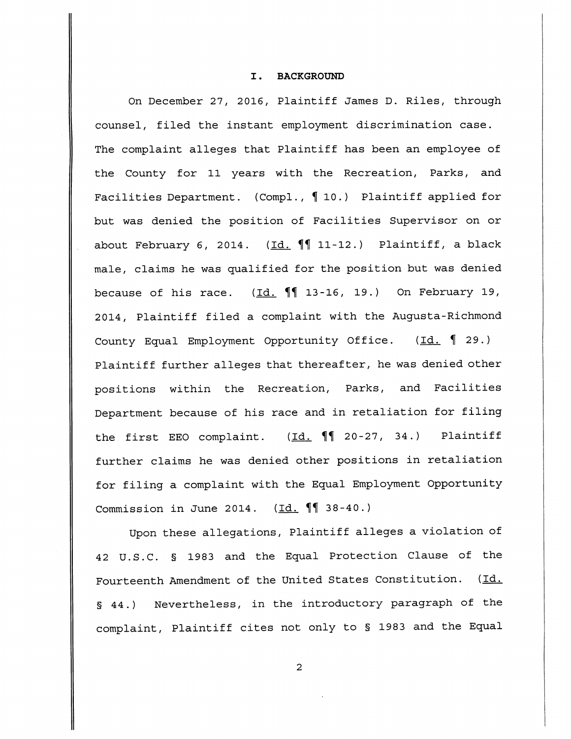## I. BACKGROUND

On December 27, 2016, Plaintiff James D. Riles, through counsel, filed the instant employment discrimination case. The complaint alleges that Plaintiff has been an employee of the County for 11 years with the Recreation, Parks, and Facilities Department. (Compl., ¶ 10.) Plaintiff applied for but was denied the position of Facilities Supervisor on or about February 6, 2014. (Id. ¶¶ 11-12.) Plaintiff, a black male, claims he was qualified for the position but was denied because of his race. (Id. ¶¶ 13-16, 19.) On February 19, 2014, Plaintiff filed a complaint with the Augusta-Richmond County Equal Employment Opportunity Office. (Id. ¶ 29.) Plaintiff further alleges that thereafter, he was denied other positions within the Recreation, Parks, and Facilities Department because of his race and in retaliation for filing the first EEO complaint. (Id. ¶¶ 20-27, 34.) Plaintiff further claims he was denied other positions in retaliation for filing a complaint with the Equal Employment Opportunity Commission in June 2014. (Id. ¶¶ 38-40.)

Upon these allegations, Plaintiff alleges a violation of 42 U.S.C. § 1983 and the Equal Protection Clause of the Fourteenth Amendment of the United States Constitution. (Id. § 44.) Nevertheless, in the introductory paragraph of the complaint, Plaintiff cites not only to § 1983 and the Equal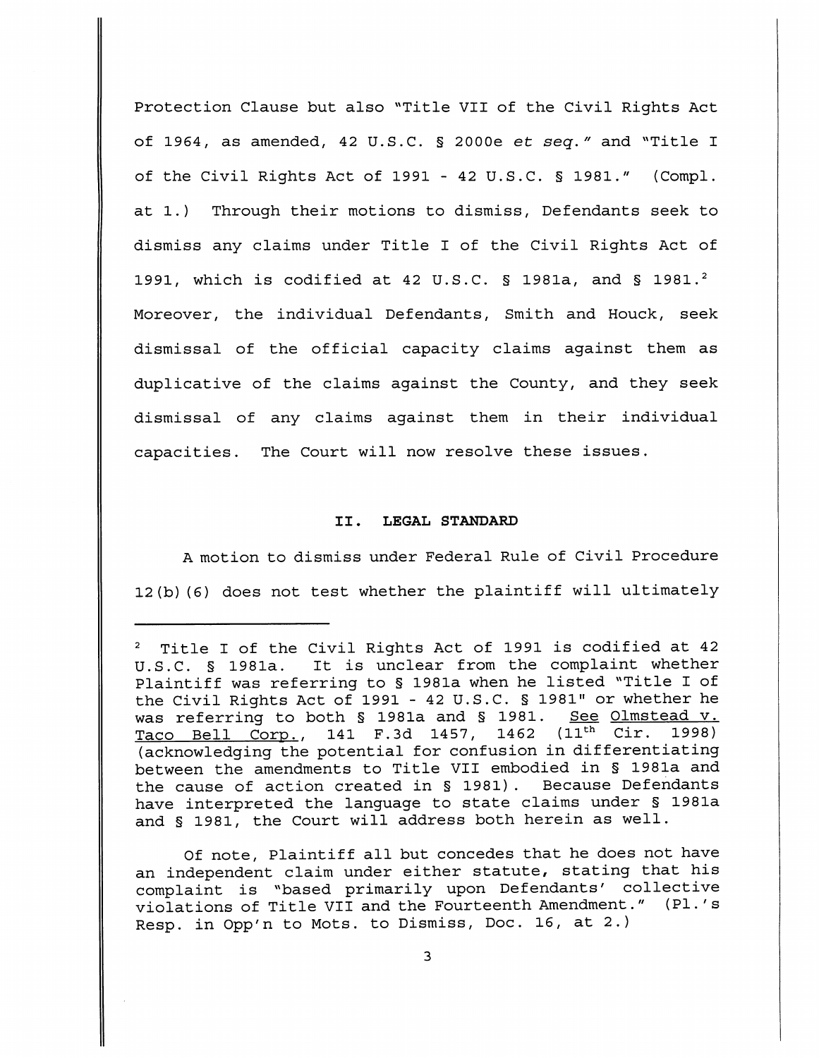Protection Clause but also "Title VII of the Civil Rights Act of 1964, as amended, 42 U.S.C. § 2000e *et seq.*" and "Title I of the Civil Rights Act of 1991 - 42 U.S.C. § 1981." (Compl. at 1.) Through their motions to dismiss, Defendants seek to dismiss any claims under Title I of the Civil Rights Act of 1991, which is codified at 42 U.S.C. § 1981a, and § 1981.[2] Moreover, the individual Defendants, Smith and Houck, seek dismissal of the official capacity claims against them as duplicative of the claims against the County, and they seek dismissal of any claims against them in their individual capacities. The Court will now resolve these issues.

## II. LEGAL STANDARD

A motion to dismiss under Federal Rule of Civil Procedure 12(b)(6) does not test whether the plaintiff will ultimately

---

[2] Title I of the Civil Rights Act of 1991 is codified at 42 U.S.C. § 1981a. It is unclear from the complaint whether Plaintiff was referring to § 1981a when he listed "Title I of the Civil Rights Act of 1991 - 42 U.S.C. § 1981" or whether he was referring to both § 1981a and § 1981. See Olmstead v. Taco Bell Corp., 141 F.3d 1457, 1462 (11th Cir. 1998) (acknowledging the potential for confusion in differentiating between the amendments to Title VII embodied in § 1981a and the cause of action created in § 1981). Because Defendants have interpreted the language to state claims under § 1981a and § 1981, the Court will address both herein as well.

Of note, Plaintiff all but concedes that he does not have an independent claim under either statute, stating that his complaint is "based primarily upon Defendants' collective violations of Title VII and the Fourteenth Amendment." (Pl.'s Resp. in Opp'n to Mots. to Dismiss, Doc. 16, at 2.)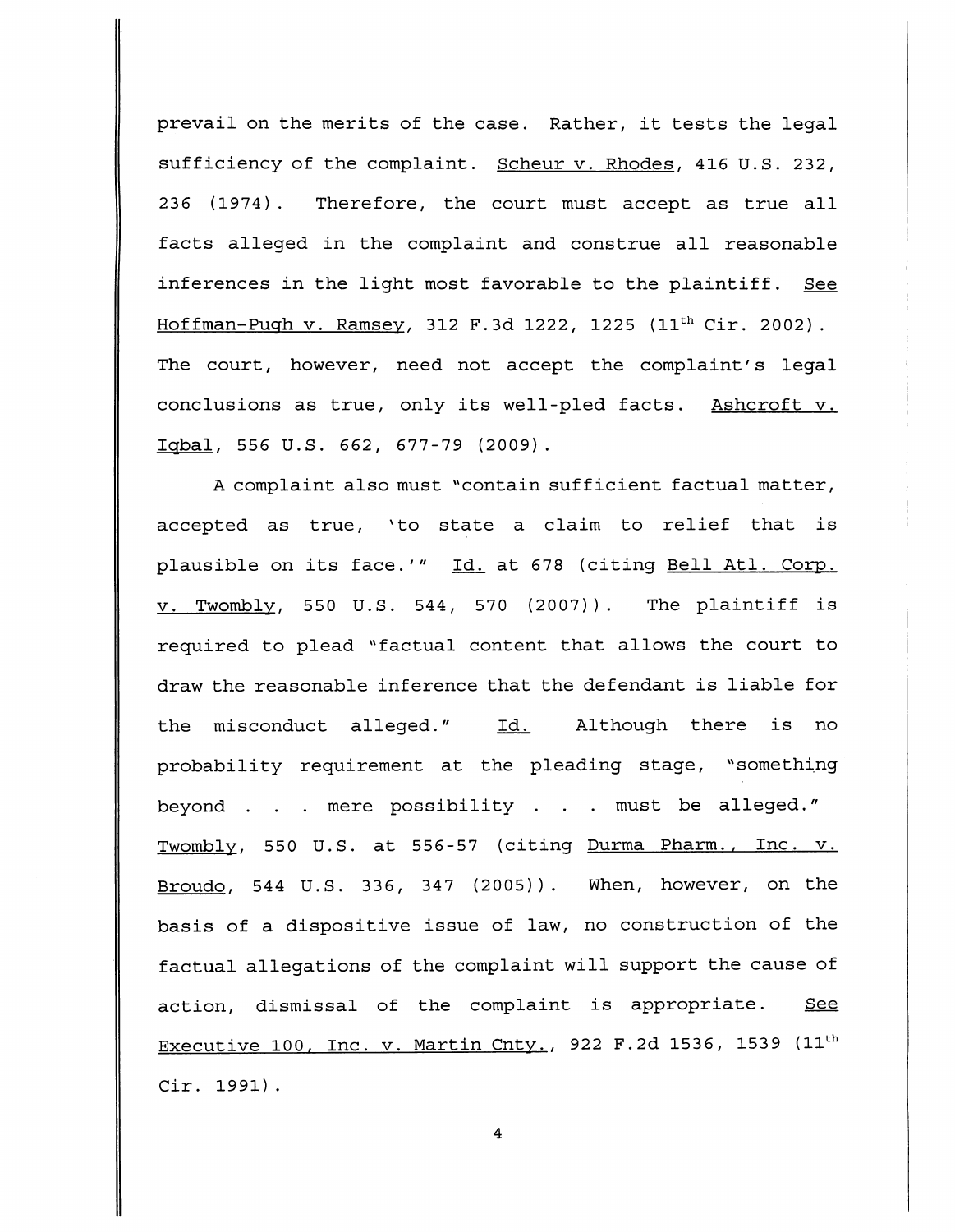prevail on the merits of the case. Rather, it tests the legal sufficiency of the complaint. Scheur v. Rhodes, 416 U.S. 232, 236 (1974). Therefore, the court must accept as true all facts alleged in the complaint and construe all reasonable inferences in the light most favorable to the plaintiff. See Hoffman-Pugh v. Ramsey, 312 F.3d 1222, 1225 (11th Cir. 2002). The court, however, need not accept the complaint's legal conclusions as true, only its well-pled facts. Ashcroft v. Iqbal, 556 U.S. 662, 677-79 (2009).

A complaint also must "contain sufficient factual matter, accepted as true, 'to state a claim to relief that is plausible on its face.'" Id. at 678 (citing Bell Atl. Corp. v. Twombly, 550 U.S. 544, 570 (2007)). The plaintiff is required to plead "factual content that allows the court to draw the reasonable inference that the defendant is liable for the misconduct alleged." Id. Although there is no probability requirement at the pleading stage, "something beyond . . . mere possibility . . . must be alleged." Twombly, 550 U.S. at 556-57 (citing Durma Pharm., Inc. v. Broudo, 544 U.S. 336, 347 (2005)). When, however, on the basis of a dispositive issue of law, no construction of the factual allegations of the complaint will support the cause of action, dismissal of the complaint is appropriate. See Executive 100, Inc. v. Martin Cnty., 922 F.2d 1536, 1539 (11th Cir. 1991).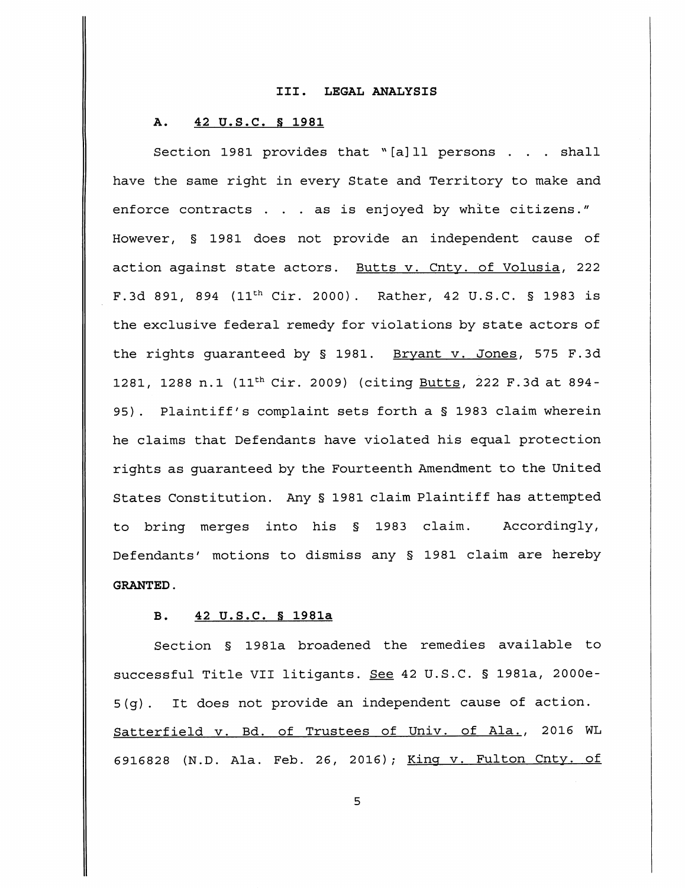## III. LEGAL ANALYSIS

### A. 42 U.S.C. § 1981

Section 1981 provides that "[a]ll persons . . . shall have the same right in every State and Territory to make and enforce contracts . . . as is enjoyed by white citizens." However, § 1981 does not provide an independent cause of action against state actors. Butts v. Cnty. of Volusia, 222 F.3d 891, 894 (11th Cir. 2000). Rather, 42 U.S.C. § 1983 is the exclusive federal remedy for violations by state actors of the rights guaranteed by § 1981. Bryant v. Jones, 575 F.3d 1281, 1288 n.1 (11th Cir. 2009) (citing Butts, 222 F.3d at 894-95). Plaintiff's complaint sets forth a § 1983 claim wherein he claims that Defendants have violated his equal protection rights as guaranteed by the Fourteenth Amendment to the United States Constitution. Any § 1981 claim Plaintiff has attempted to bring merges into his § 1983 claim. Accordingly, Defendants' motions to dismiss any § 1981 claim are hereby **GRANTED**.

### B. 42 U.S.C. § 1981a

Section § 1981a broadened the remedies available to successful Title VII litigants. See 42 U.S.C. § 1981a, 2000e-5(g). It does not provide an independent cause of action. Satterfield v. Bd. of Trustees of Univ. of Ala., 2016 WL 6916828 (N.D. Ala. Feb. 26, 2016); King v. Fulton Cnty. of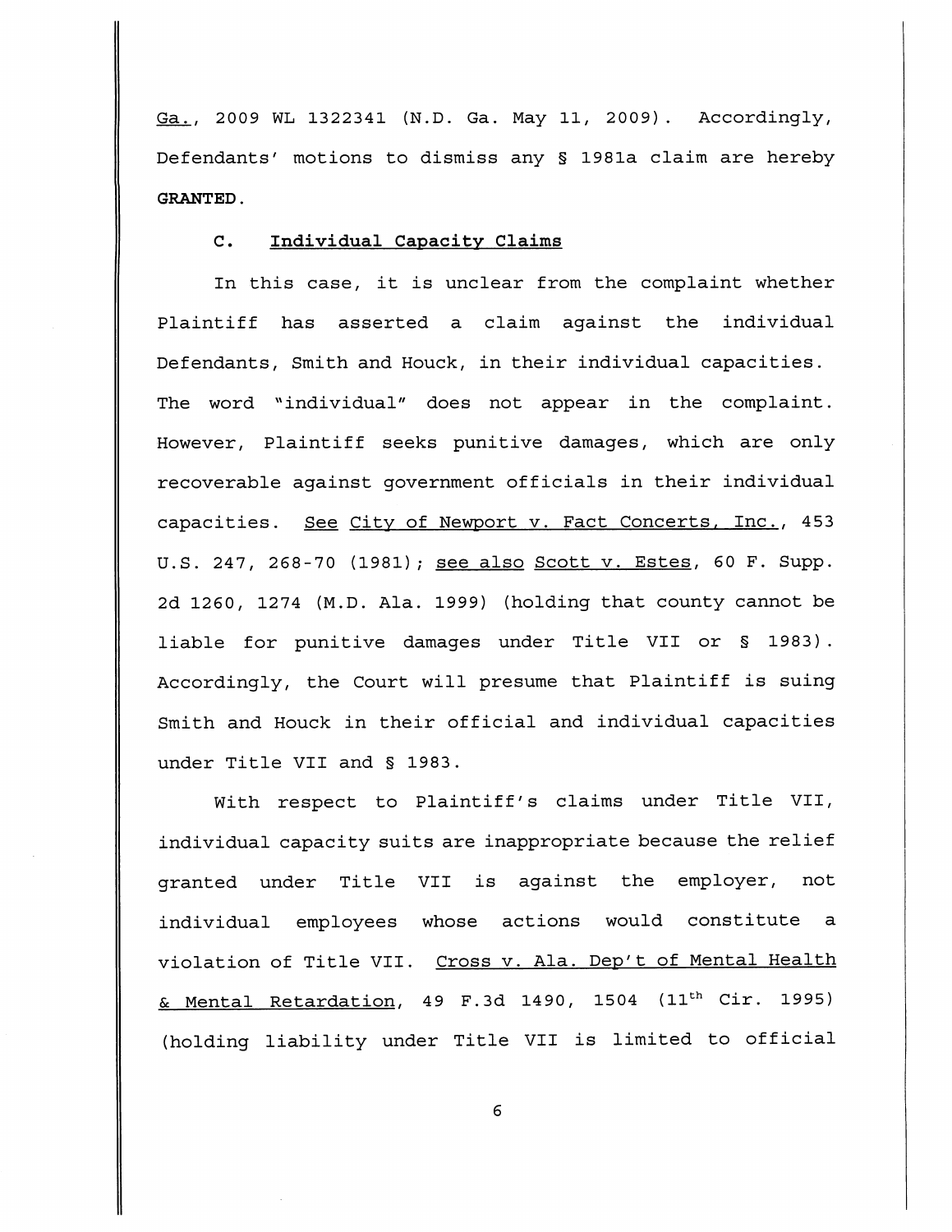Ga., 2009 WL 1322341 (N.D. Ga. May 11, 2009). Accordingly, Defendants' motions to dismiss any § 1981a claim are hereby **GRANTED**.

### C. Individual Capacity Claims

In this case, it is unclear from the complaint whether Plaintiff has asserted a claim against the individual Defendants, Smith and Houck, in their individual capacities. The word "individual" does not appear in the complaint. However, Plaintiff seeks punitive damages, which are only recoverable against government officials in their individual capacities. See City of Newport v. Fact Concerts, Inc., 453 U.S. 247, 268-70 (1981); see also Scott v. Estes, 60 F. Supp. 2d 1260, 1274 (M.D. Ala. 1999) (holding that county cannot be liable for punitive damages under Title VII or § 1983). Accordingly, the Court will presume that Plaintiff is suing Smith and Houck in their official and individual capacities under Title VII and § 1983.

With respect to Plaintiff's claims under Title VII, individual capacity suits are inappropriate because the relief granted under Title VII is against the employer, not individual employees whose actions would constitute a violation of Title VII. Cross v. Ala. Dep't of Mental Health & Mental Retardation, 49 F.3d 1490, 1504 (11th Cir. 1995) (holding liability under Title VII is limited to official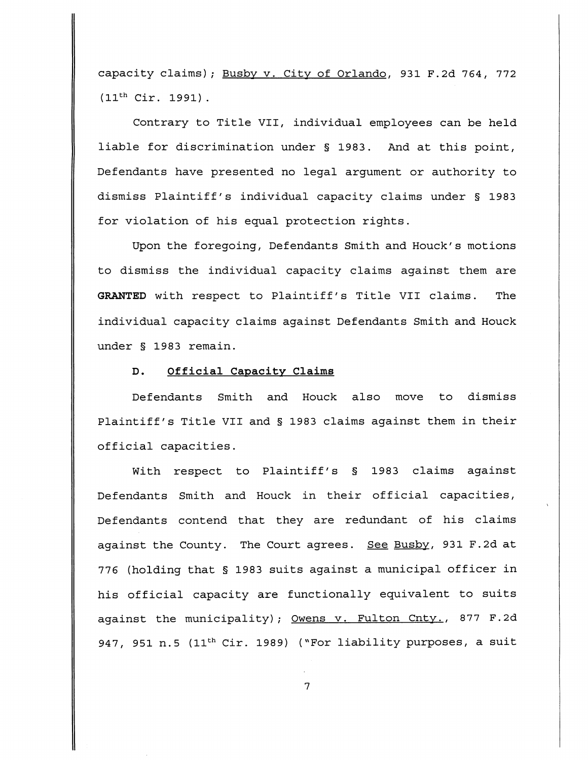capacity claims); Busby v. City of Orlando, 931 F.2d 764, 772 (11th Cir. 1991).

Contrary to Title VII, individual employees can be held liable for discrimination under § 1983. And at this point, Defendants have presented no legal argument or authority to dismiss Plaintiff's individual capacity claims under § 1983 for violation of his equal protection rights.

Upon the foregoing, Defendants Smith and Houck's motions to dismiss the individual capacity claims against them are **GRANTED** with respect to Plaintiff's Title VII claims. The individual capacity claims against Defendants Smith and Houck under § 1983 remain.

### D. Official Capacity Claims

Defendants Smith and Houck also move to dismiss Plaintiff's Title VII and § 1983 claims against them in their official capacities.

With respect to Plaintiff's § 1983 claims against Defendants Smith and Houck in their official capacities, Defendants contend that they are redundant of his claims against the County. The Court agrees. See Busby, 931 F.2d at 776 (holding that § 1983 suits against a municipal officer in his official capacity are functionally equivalent to suits against the municipality); Owens v. Fulton Cnty., 877 F.2d 947, 951 n.5 (11th Cir. 1989) ("For liability purposes, a suit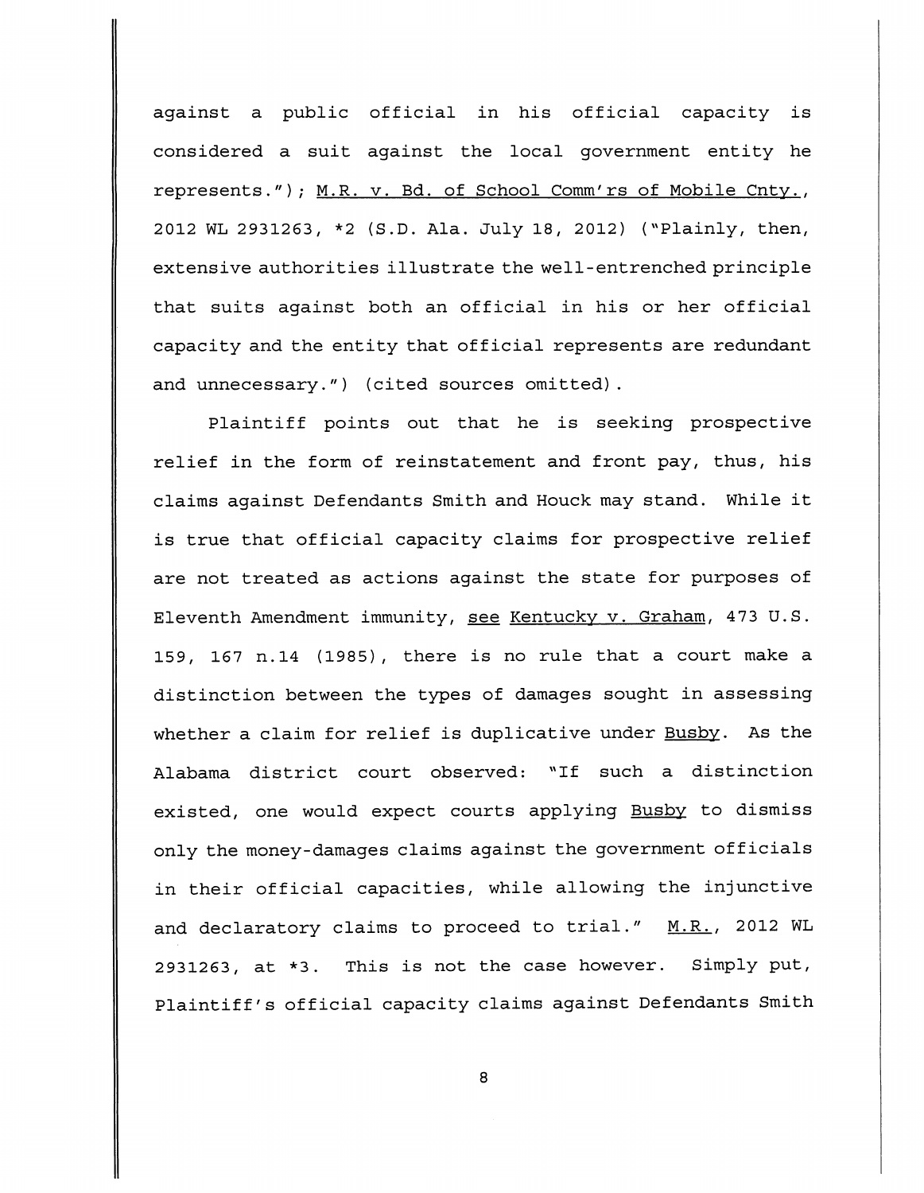against a public official in his official capacity is considered a suit against the local government entity he represents."); M.R. v. Bd. of School Comm'rs of Mobile Cnty., 2012 WL 2931263, *2 (S.D. Ala. July 18, 2012) ("Plainly, then, extensive authorities illustrate the well-entrenched principle that suits against both an official in his or her official capacity and the entity that official represents are redundant and unnecessary.") (cited sources omitted).

Plaintiff points out that he is seeking prospective relief in the form of reinstatement and front pay, thus, his claims against Defendants Smith and Houck may stand. While it is true that official capacity claims for prospective relief are not treated as actions against the state for purposes of Eleventh Amendment immunity, see Kentucky v. Graham, 473 U.S. 159, 167 n.14 (1985), there is no rule that a court make a distinction between the types of damages sought in assessing whether a claim for relief is duplicative under Busby. As the Alabama district court observed: "If such a distinction existed, one would expect courts applying Busby to dismiss only the money-damages claims against the government officials in their official capacities, while allowing the injunctive and declaratory claims to proceed to trial." M.R., 2012 WL 2931263, at *3. This is not the case however. Simply put, Plaintiff's official capacity claims against Defendants Smith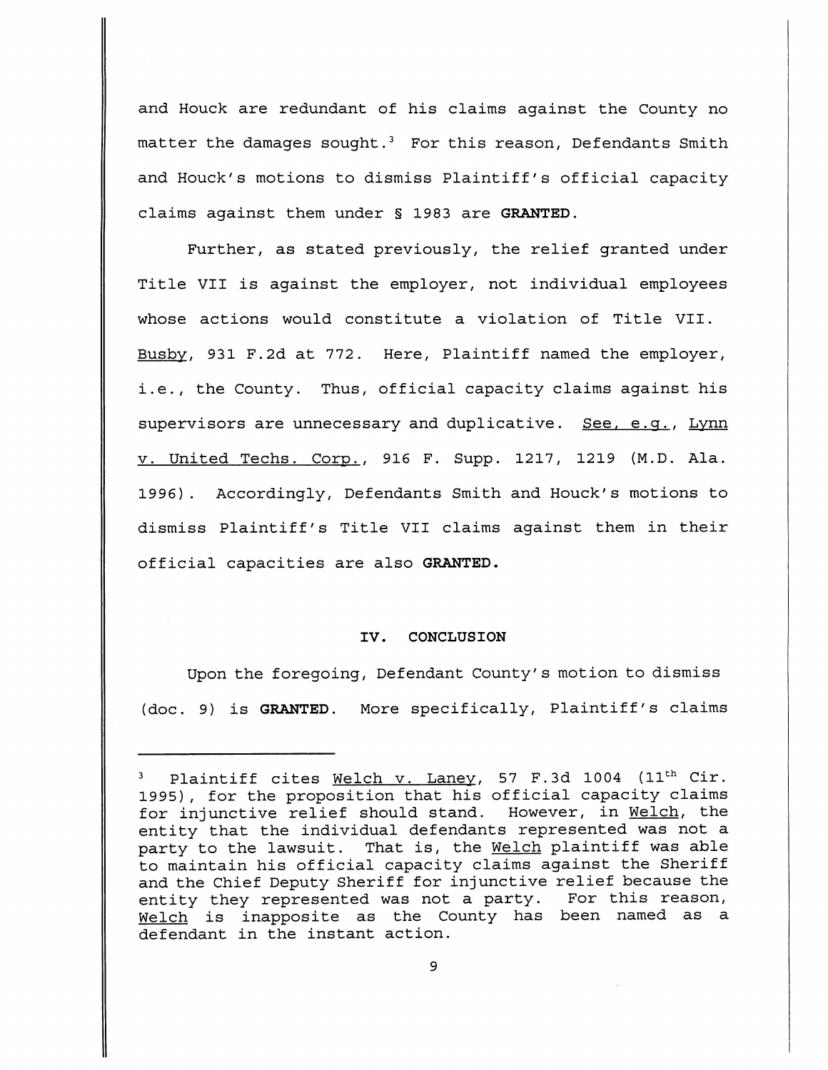and Houck are redundant of his claims against the County no matter the damages sought.[3] For this reason, Defendants Smith and Houck's motions to dismiss Plaintiff's official capacity claims against them under § 1983 are **GRANTED**.

Further, as stated previously, the relief granted under Title VII is against the employer, not individual employees whose actions would constitute a violation of Title VII. Busby, 931 F.2d at 772. Here, Plaintiff named the employer, i.e., the County. Thus, official capacity claims against his supervisors are unnecessary and duplicative. See, e.g., Lynn v. United Techs. Corp., 916 F. Supp. 1217, 1219 (M.D. Ala. 1996). Accordingly, Defendants Smith and Houck's motions to dismiss Plaintiff's Title VII claims against them in their official capacities are also **GRANTED**.

## IV. CONCLUSION

Upon the foregoing, Defendant County's motion to dismiss (doc. 9) is **GRANTED**. More specifically, Plaintiff's claims

---

[3] Plaintiff cites Welch v. Laney, 57 F.3d 1004 (11th Cir. 1995), for the proposition that his official capacity claims for injunctive relief should stand. However, in Welch, the entity that the individual defendants represented was not a party to the lawsuit. That is, the Welch plaintiff was able to maintain his official capacity claims against the Sheriff and the Chief Deputy Sheriff for injunctive relief because the entity they represented was not a party. For this reason, Welch is inapposite as the County has been named as a defendant in the instant action.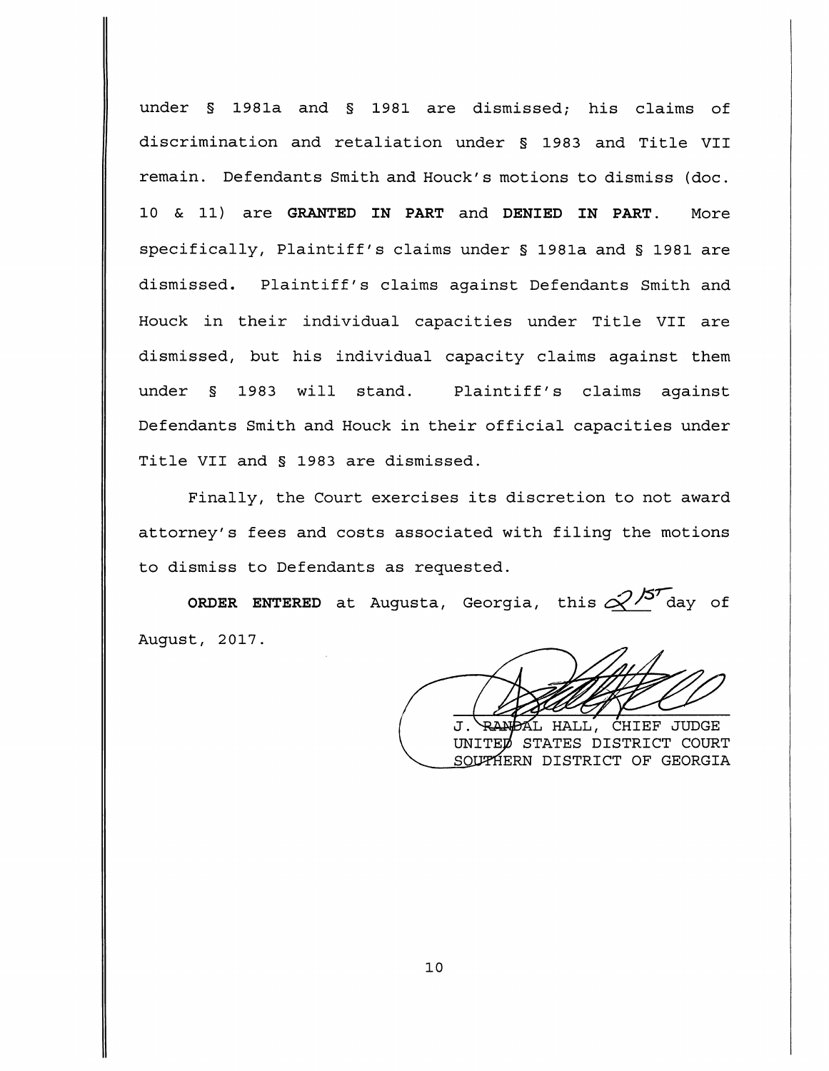under § 1981a and § 1981 are dismissed; his claims of discrimination and retaliation under § 1983 and Title VII remain. Defendants Smith and Houck's motions to dismiss (doc. 10 & 11) are **GRANTED IN PART** and **DENIED IN PART**. More specifically, Plaintiff's claims under § 1981a and § 1981 are dismissed. Plaintiff's claims against Defendants Smith and Houck in their individual capacities under Title VII are dismissed, but his individual capacity claims against them under § 1983 will stand. Plaintiff's claims against Defendants Smith and Houck in their official capacities under Title VII and § 1983 are dismissed.

Finally, the Court exercises its discretion to not award attorney's fees and costs associated with filing the motions to dismiss to Defendants as requested.

**ORDER ENTERED** at Augusta, Georgia, this 21st day of August, 2017.

J. RANDAL HALL, CHIEF JUDGE
UNITED STATES DISTRICT COURT
SOUTHERN DISTRICT OF GEORGIA